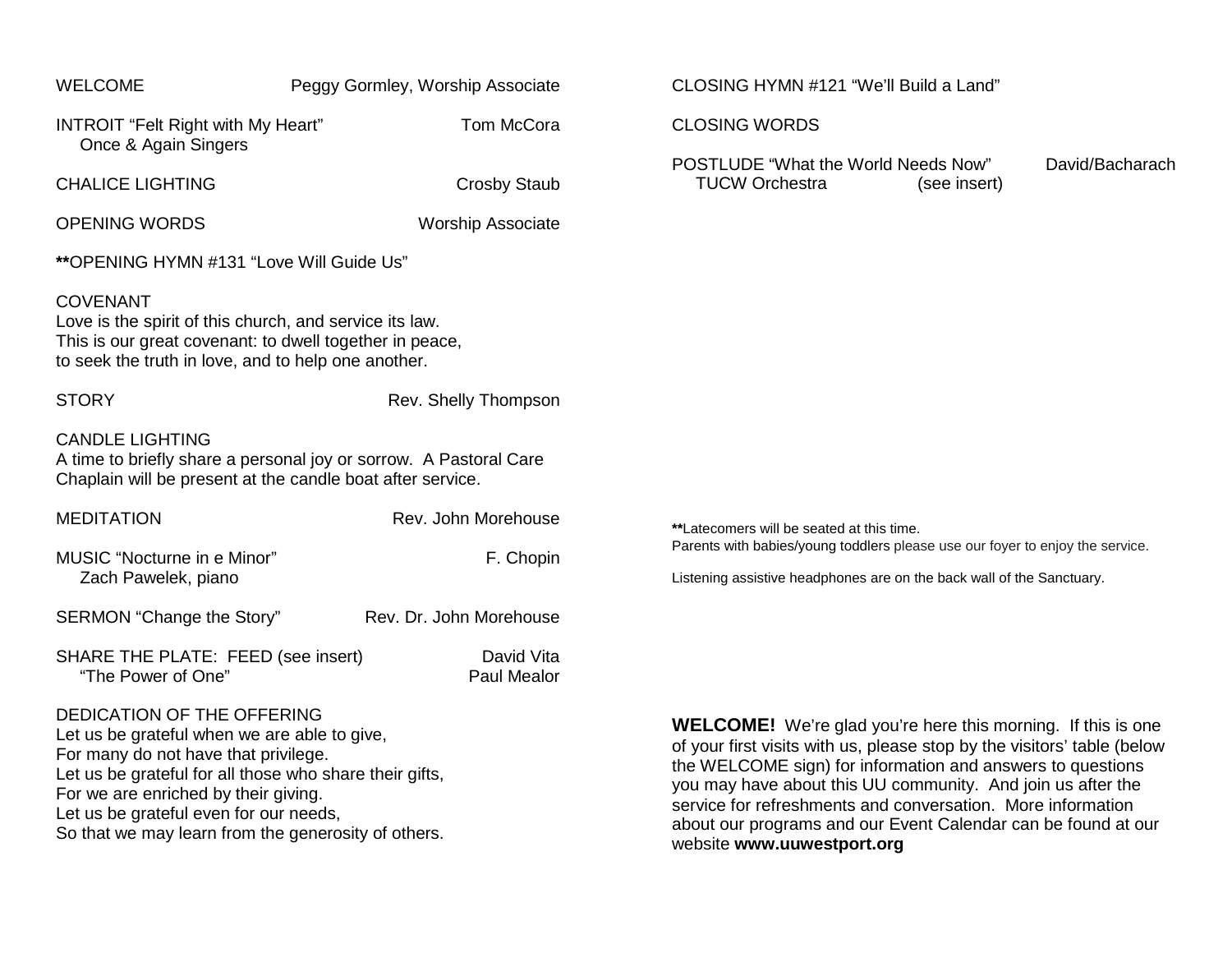WELCOME — Peggy Gormley, Worship Associate

INTROIT "Felt Right with My Heart" — Tom McCora
Once & Again Singers

CHALICE LIGHTING — Crosby Staub

OPENING WORDS — Worship Associate

**OPENING HYMN #131 "Love Will Guide Us"

COVENANT
Love is the spirit of this church, and service its law.
This is our great covenant: to dwell together in peace,
to seek the truth in love, and to help one another.

STORY — Rev. Shelly Thompson

CANDLE LIGHTING
A time to briefly share a personal joy or sorrow. A Pastoral Care Chaplain will be present at the candle boat after service.

MEDITATION — Rev. John Morehouse

MUSIC "Nocturne in e Minor" — F. Chopin
Zach Pawelek, piano

SERMON "Change the Story" — Rev. Dr. John Morehouse

SHARE THE PLATE: FEED (see insert) — David Vita
"The Power of One" — Paul Mealor

DEDICATION OF THE OFFERING
Let us be grateful when we are able to give,
For many do not have that privilege.
Let us be grateful for all those who share their gifts,
For we are enriched by their giving.
Let us be grateful even for our needs,
So that we may learn from the generosity of others.

CLOSING HYMN #121 "We'll Build a Land"

CLOSING WORDS

POSTLUDE "What the World Needs Now" — David/Bacharach
TUCW Orchestra (see insert)

**Latecomers will be seated at this time.
Parents with babies/young toddlers please use our foyer to enjoy the service.

Listening assistive headphones are on the back wall of the Sanctuary.

**WELCOME!** We're glad you're here this morning. If this is one of your first visits with us, please stop by the visitors' table (below the WELCOME sign) for information and answers to questions you may have about this UU community. And join us after the service for refreshments and conversation. More information about our programs and our Event Calendar can be found at our website **www.uuwestport.org**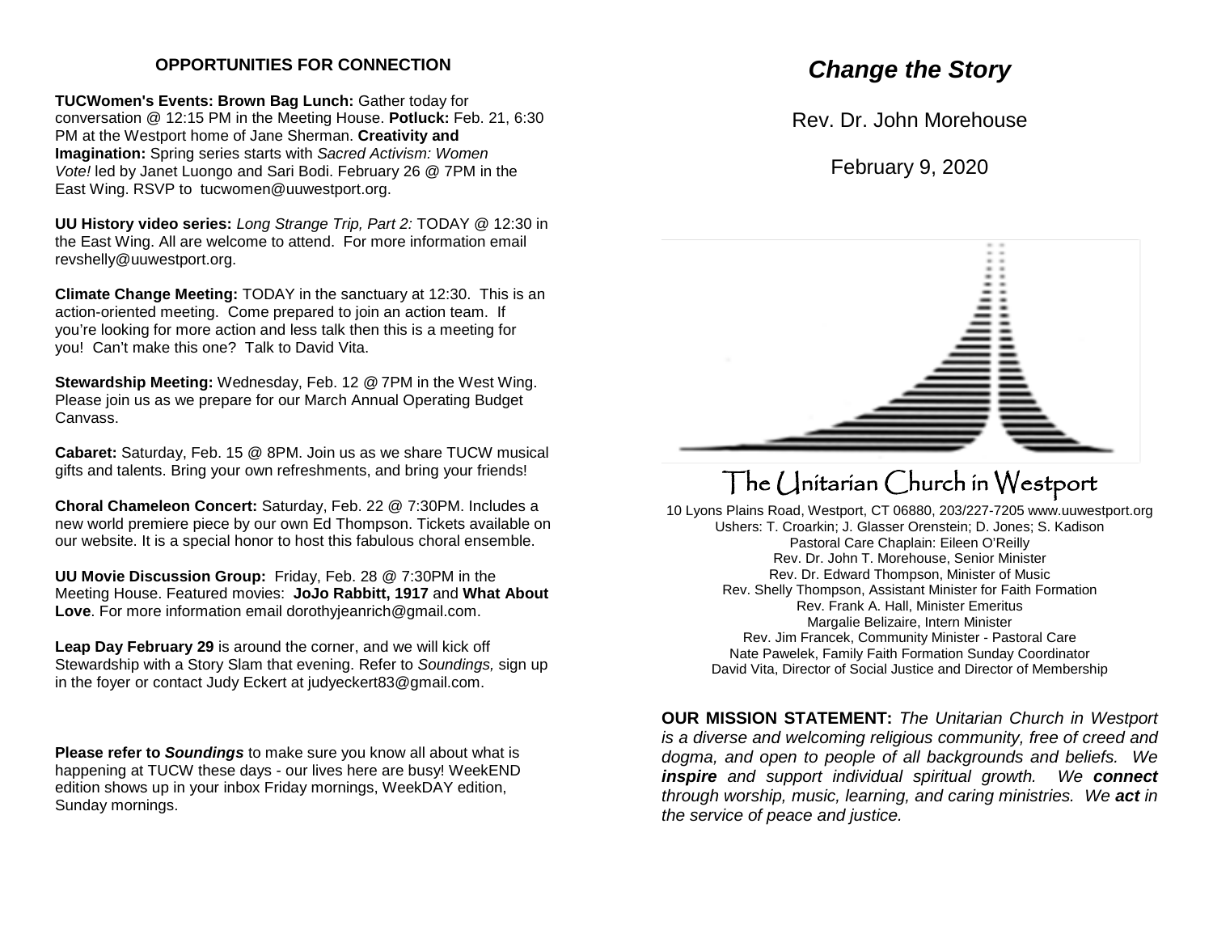## OPPORTUNITIES FOR CONNECTION

**TUCWomen's Events: Brown Bag Lunch:** Gather today for conversation @ 12:15 PM in the Meeting House. **Potluck:** Feb. 21, 6:30 PM at the Westport home of Jane Sherman. **Creativity and Imagination:** Spring series starts with *Sacred Activism: Women Vote!* led by Janet Luongo and Sari Bodi. February 26 @ 7PM in the East Wing. RSVP to tucwomen@uuwestport.org.

**UU History video series:** *Long Strange Trip, Part 2:* TODAY @ 12:30 in the East Wing. All are welcome to attend. For more information email revshelly@uuwestport.org.

**Climate Change Meeting:** TODAY in the sanctuary at 12:30. This is an action-oriented meeting. Come prepared to join an action team. If you're looking for more action and less talk then this is a meeting for you! Can't make this one? Talk to David Vita.

**Stewardship Meeting:** Wednesday, Feb. 12 @ 7PM in the West Wing. Please join us as we prepare for our March Annual Operating Budget Canvass.

**Cabaret:** Saturday, Feb. 15 @ 8PM. Join us as we share TUCW musical gifts and talents. Bring your own refreshments, and bring your friends!

**Choral Chameleon Concert:** Saturday, Feb. 22 @ 7:30PM. Includes a new world premiere piece by our own Ed Thompson. Tickets available on our website. It is a special honor to host this fabulous choral ensemble.

**UU Movie Discussion Group:** Friday, Feb. 28 @ 7:30PM in the Meeting House. Featured movies: **JoJo Rabbitt, 1917** and **What About Love**. For more information email dorothyjeanrich@gmail.com.

**Leap Day February 29** is around the corner, and we will kick off Stewardship with a Story Slam that evening. Refer to *Soundings,* sign up in the foyer or contact Judy Eckert at judyeckert83@gmail.com.

**Please refer to *Soundings*** to make sure you know all about what is happening at TUCW these days - our lives here are busy! WeekEND edition shows up in your inbox Friday mornings, WeekDAY edition, Sunday mornings.

# *Change the Story*

Rev. Dr. John Morehouse

February 9, 2020

## The Unitarian Church in Westport

10 Lyons Plains Road, Westport, CT 06880, 203/227-7205 www.uuwestport.org
Ushers: T. Croarkin; J. Glasser Orenstein; D. Jones; S. Kadison
Pastoral Care Chaplain: Eileen O'Reilly
Rev. Dr. John T. Morehouse, Senior Minister
Rev. Dr. Edward Thompson, Minister of Music
Rev. Shelly Thompson, Assistant Minister for Faith Formation
Rev. Frank A. Hall, Minister Emeritus
Margalie Belizaire, Intern Minister
Rev. Jim Francek, Community Minister - Pastoral Care
Nate Pawelek, Family Faith Formation Sunday Coordinator
David Vita, Director of Social Justice and Director of Membership

**OUR MISSION STATEMENT:** *The Unitarian Church in Westport is a diverse and welcoming religious community, free of creed and dogma, and open to people of all backgrounds and beliefs. We **inspire** and support individual spiritual growth. We **connect** through worship, music, learning, and caring ministries. We **act** in the service of peace and justice.*